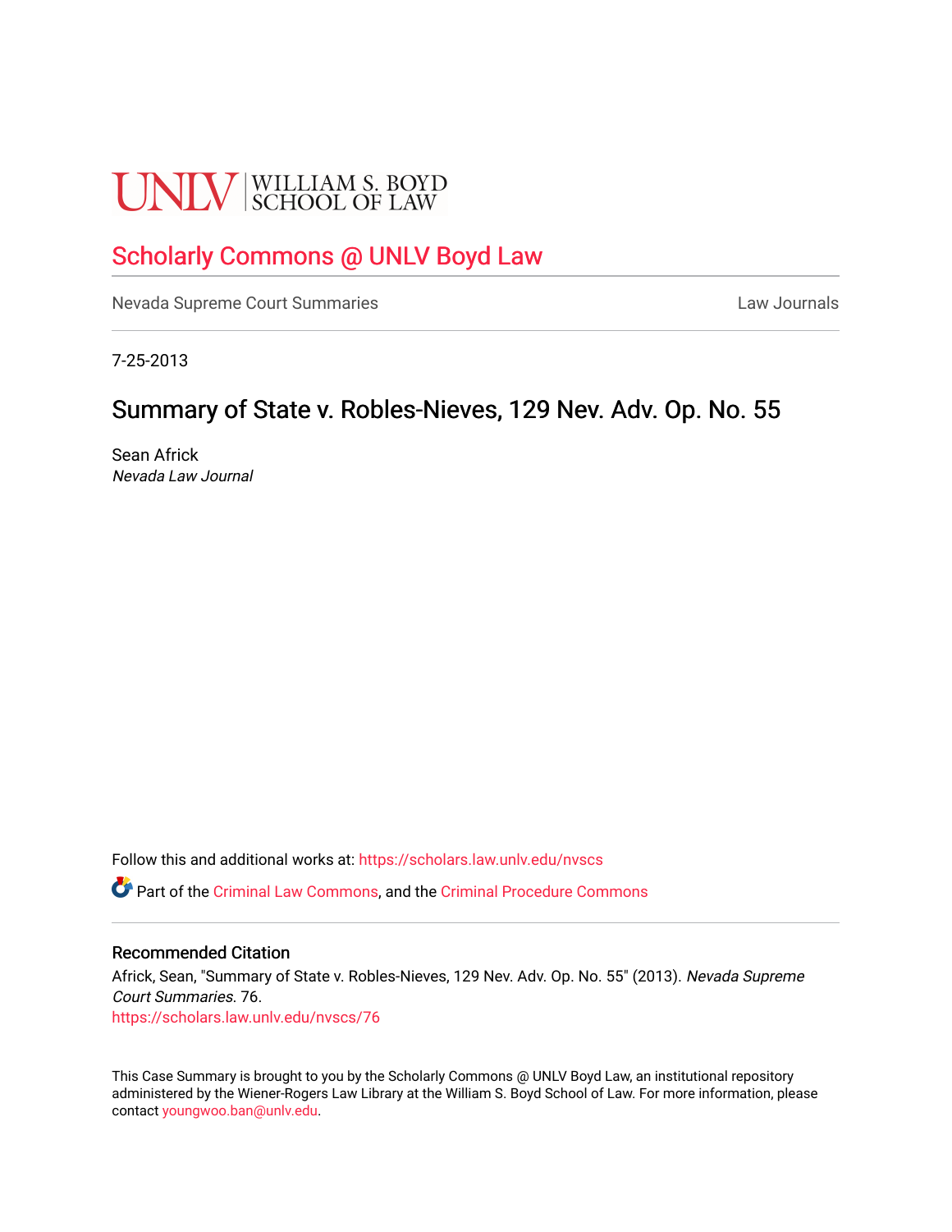UNLV | WILLIAM S. BOYD SCHOOL OF LAW

Scholarly Commons @ UNLV Boyd Law

Nevada Supreme Court Summaries | Law Journals

7-25-2013

# Summary of State v. Robles-Nieves, 129 Nev. Adv. Op. No. 55

Sean Africk
*Nevada Law Journal*

Follow this and additional works at: https://scholars.law.unlv.edu/nvscs

Part of the Criminal Law Commons, and the Criminal Procedure Commons

## Recommended Citation

Africk, Sean, "Summary of State v. Robles-Nieves, 129 Nev. Adv. Op. No. 55" (2013). *Nevada Supreme Court Summaries*. 76.
https://scholars.law.unlv.edu/nvscs/76

This Case Summary is brought to you by the Scholarly Commons @ UNLV Boyd Law, an institutional repository administered by the Wiener-Rogers Law Library at the William S. Boyd School of Law. For more information, please contact youngwoo.ban@unlv.edu.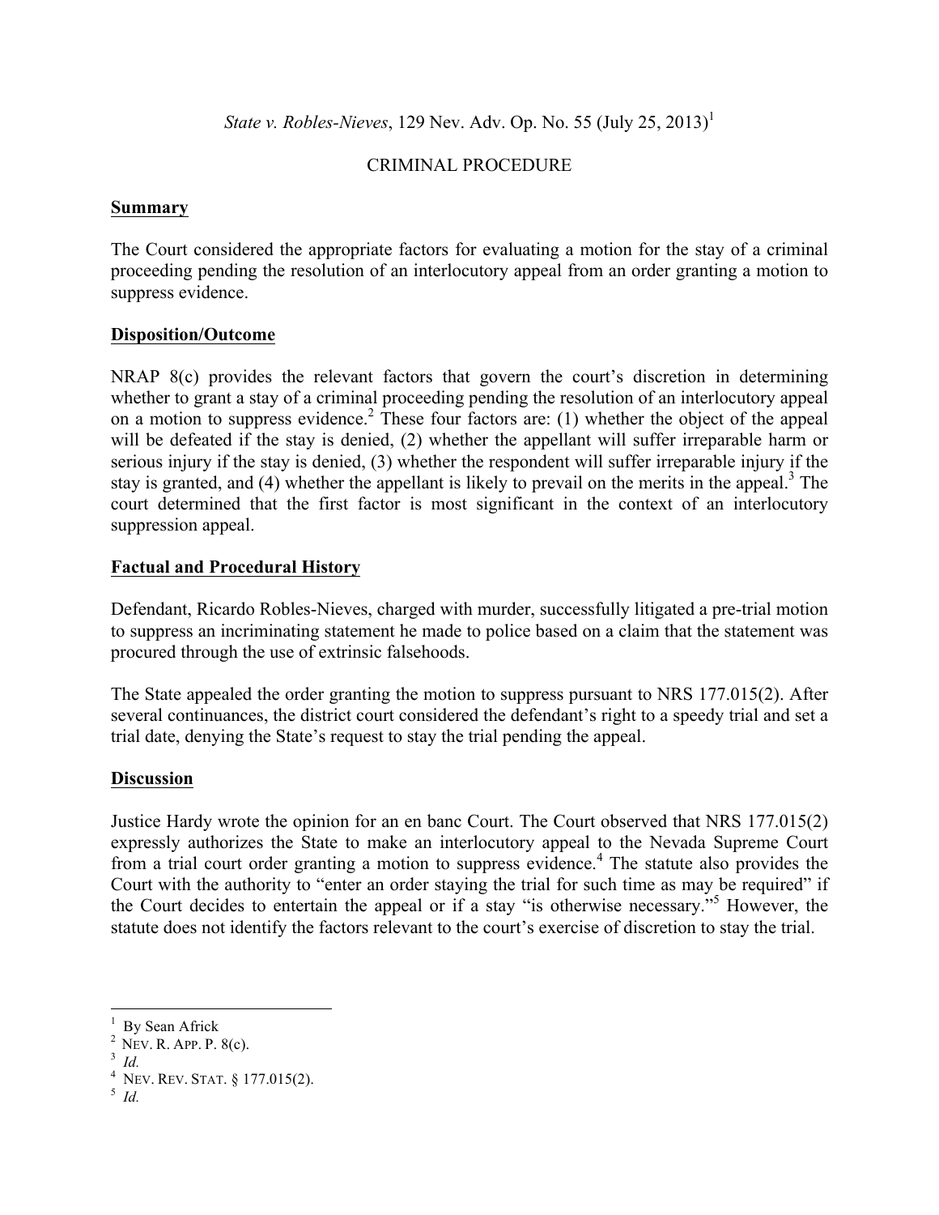*State v. Robles-Nieves*, 129 Nev. Adv. Op. No. 55 (July 25, 2013)[1]

CRIMINAL PROCEDURE

**Summary**

The Court considered the appropriate factors for evaluating a motion for the stay of a criminal proceeding pending the resolution of an interlocutory appeal from an order granting a motion to suppress evidence.

**Disposition/Outcome**

NRAP 8(c) provides the relevant factors that govern the court's discretion in determining whether to grant a stay of a criminal proceeding pending the resolution of an interlocutory appeal on a motion to suppress evidence.[2] These four factors are: (1) whether the object of the appeal will be defeated if the stay is denied, (2) whether the appellant will suffer irreparable harm or serious injury if the stay is denied, (3) whether the respondent will suffer irreparable injury if the stay is granted, and (4) whether the appellant is likely to prevail on the merits in the appeal.[3] The court determined that the first factor is most significant in the context of an interlocutory suppression appeal.

**Factual and Procedural History**

Defendant, Ricardo Robles-Nieves, charged with murder, successfully litigated a pre-trial motion to suppress an incriminating statement he made to police based on a claim that the statement was procured through the use of extrinsic falsehoods.

The State appealed the order granting the motion to suppress pursuant to NRS 177.015(2). After several continuances, the district court considered the defendant's right to a speedy trial and set a trial date, denying the State's request to stay the trial pending the appeal.

**Discussion**

Justice Hardy wrote the opinion for an en banc Court. The Court observed that NRS 177.015(2) expressly authorizes the State to make an interlocutory appeal to the Nevada Supreme Court from a trial court order granting a motion to suppress evidence.[4] The statute also provides the Court with the authority to "enter an order staying the trial for such time as may be required" if the Court decides to entertain the appeal or if a stay "is otherwise necessary."[5] However, the statute does not identify the factors relevant to the court's exercise of discretion to stay the trial.

---

[1] By Sean Africk

[2] NEV. R. APP. P. 8(c).

[3] *Id.*

[4] NEV. REV. STAT. § 177.015(2).

[5] *Id.*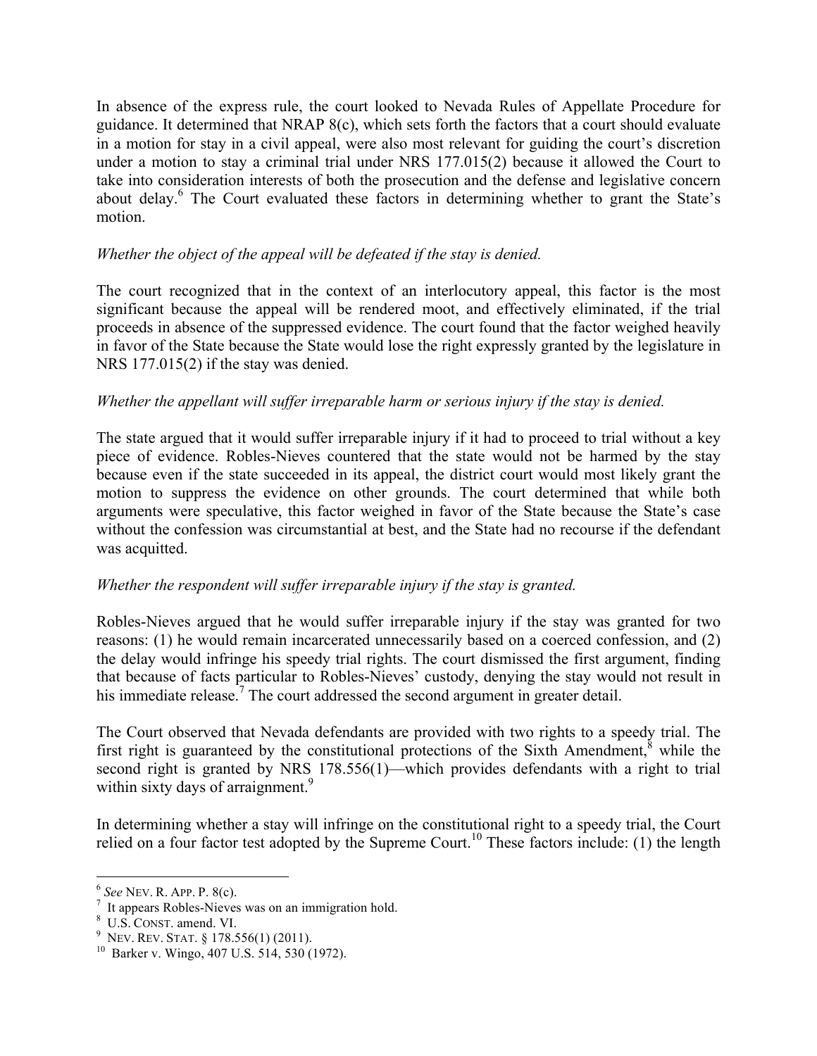In absence of the express rule, the court looked to Nevada Rules of Appellate Procedure for guidance. It determined that NRAP 8(c), which sets forth the factors that a court should evaluate in a motion for stay in a civil appeal, were also most relevant for guiding the court's discretion under a motion to stay a criminal trial under NRS 177.015(2) because it allowed the Court to take into consideration interests of both the prosecution and the defense and legislative concern about delay.[6] The Court evaluated these factors in determining whether to grant the State's motion.

*Whether the object of the appeal will be defeated if the stay is denied.*

The court recognized that in the context of an interlocutory appeal, this factor is the most significant because the appeal will be rendered moot, and effectively eliminated, if the trial proceeds in absence of the suppressed evidence. The court found that the factor weighed heavily in favor of the State because the State would lose the right expressly granted by the legislature in NRS 177.015(2) if the stay was denied.

*Whether the appellant will suffer irreparable harm or serious injury if the stay is denied.*

The state argued that it would suffer irreparable injury if it had to proceed to trial without a key piece of evidence. Robles-Nieves countered that the state would not be harmed by the stay because even if the state succeeded in its appeal, the district court would most likely grant the motion to suppress the evidence on other grounds. The court determined that while both arguments were speculative, this factor weighed in favor of the State because the State's case without the confession was circumstantial at best, and the State had no recourse if the defendant was acquitted.

*Whether the respondent will suffer irreparable injury if the stay is granted.*

Robles-Nieves argued that he would suffer irreparable injury if the stay was granted for two reasons: (1) he would remain incarcerated unnecessarily based on a coerced confession, and (2) the delay would infringe his speedy trial rights. The court dismissed the first argument, finding that because of facts particular to Robles-Nieves' custody, denying the stay would not result in his immediate release.[7] The court addressed the second argument in greater detail.

The Court observed that Nevada defendants are provided with two rights to a speedy trial. The first right is guaranteed by the constitutional protections of the Sixth Amendment,[8] while the second right is granted by NRS 178.556(1)—which provides defendants with a right to trial within sixty days of arraignment.[9]

In determining whether a stay will infringe on the constitutional right to a speedy trial, the Court relied on a four factor test adopted by the Supreme Court.[10] These factors include: (1) the length

---

[6] *See* NEV. R. APP. P. 8(c).

[7] It appears Robles-Nieves was on an immigration hold.

[8] U.S. CONST. amend. VI.

[9] NEV. REV. STAT. § 178.556(1) (2011).

[10] Barker v. Wingo, 407 U.S. 514, 530 (1972).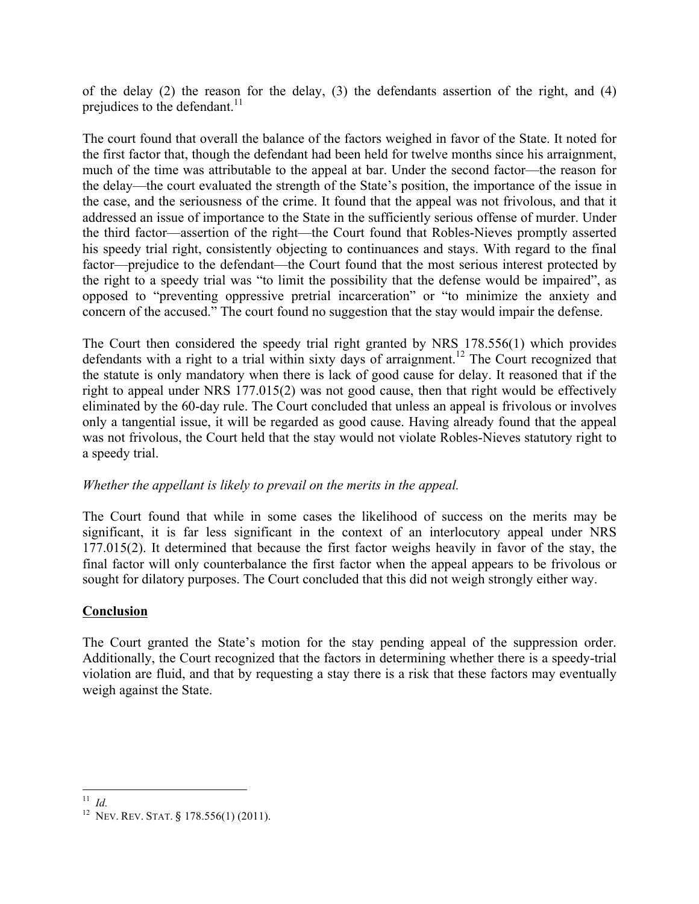of the delay (2) the reason for the delay, (3) the defendants assertion of the right, and (4) prejudices to the defendant.[11]

The court found that overall the balance of the factors weighed in favor of the State. It noted for the first factor that, though the defendant had been held for twelve months since his arraignment, much of the time was attributable to the appeal at bar. Under the second factor—the reason for the delay—the court evaluated the strength of the State's position, the importance of the issue in the case, and the seriousness of the crime. It found that the appeal was not frivolous, and that it addressed an issue of importance to the State in the sufficiently serious offense of murder. Under the third factor—assertion of the right—the Court found that Robles-Nieves promptly asserted his speedy trial right, consistently objecting to continuances and stays. With regard to the final factor—prejudice to the defendant—the Court found that the most serious interest protected by the right to a speedy trial was "to limit the possibility that the defense would be impaired", as opposed to "preventing oppressive pretrial incarceration" or "to minimize the anxiety and concern of the accused." The court found no suggestion that the stay would impair the defense.

The Court then considered the speedy trial right granted by NRS 178.556(1) which provides defendants with a right to a trial within sixty days of arraignment.[12] The Court recognized that the statute is only mandatory when there is lack of good cause for delay. It reasoned that if the right to appeal under NRS 177.015(2) was not good cause, then that right would be effectively eliminated by the 60-day rule. The Court concluded that unless an appeal is frivolous or involves only a tangential issue, it will be regarded as good cause. Having already found that the appeal was not frivolous, the Court held that the stay would not violate Robles-Nieves statutory right to a speedy trial.

*Whether the appellant is likely to prevail on the merits in the appeal.*

The Court found that while in some cases the likelihood of success on the merits may be significant, it is far less significant in the context of an interlocutory appeal under NRS 177.015(2). It determined that because the first factor weighs heavily in favor of the stay, the final factor will only counterbalance the first factor when the appeal appears to be frivolous or sought for dilatory purposes. The Court concluded that this did not weigh strongly either way.

**Conclusion**

The Court granted the State's motion for the stay pending appeal of the suppression order. Additionally, the Court recognized that the factors in determining whether there is a speedy-trial violation are fluid, and that by requesting a stay there is a risk that these factors may eventually weigh against the State.

---

[11] *Id.*

[12] NEV. REV. STAT. § 178.556(1) (2011).